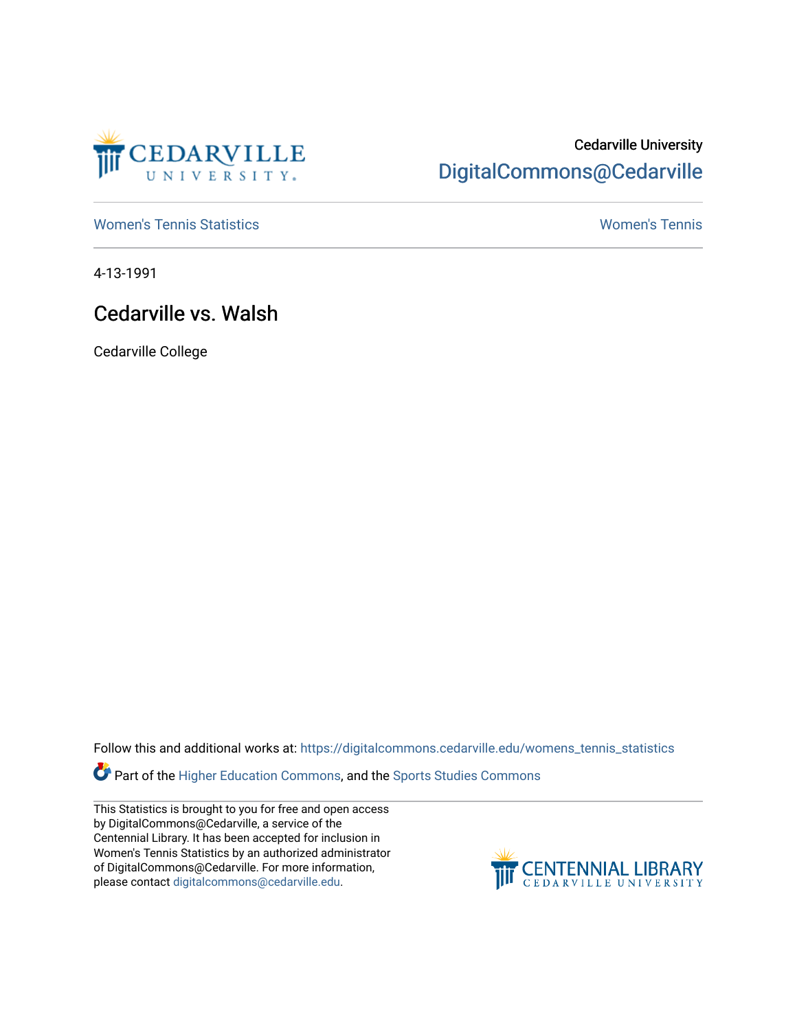Cedarville University

DigitalCommons@Cedarville

Women's Tennis Statistics

Women's Tennis

4-13-1991

# Cedarville vs. Walsh

Cedarville College

Follow this and additional works at: https://digitalcommons.cedarville.edu/womens_tennis_statistics

Part of the Higher Education Commons, and the Sports Studies Commons

This Statistics is brought to you for free and open access by DigitalCommons@Cedarville, a service of the Centennial Library. It has been accepted for inclusion in Women's Tennis Statistics by an authorized administrator of DigitalCommons@Cedarville. For more information, please contact digitalcommons@cedarville.edu.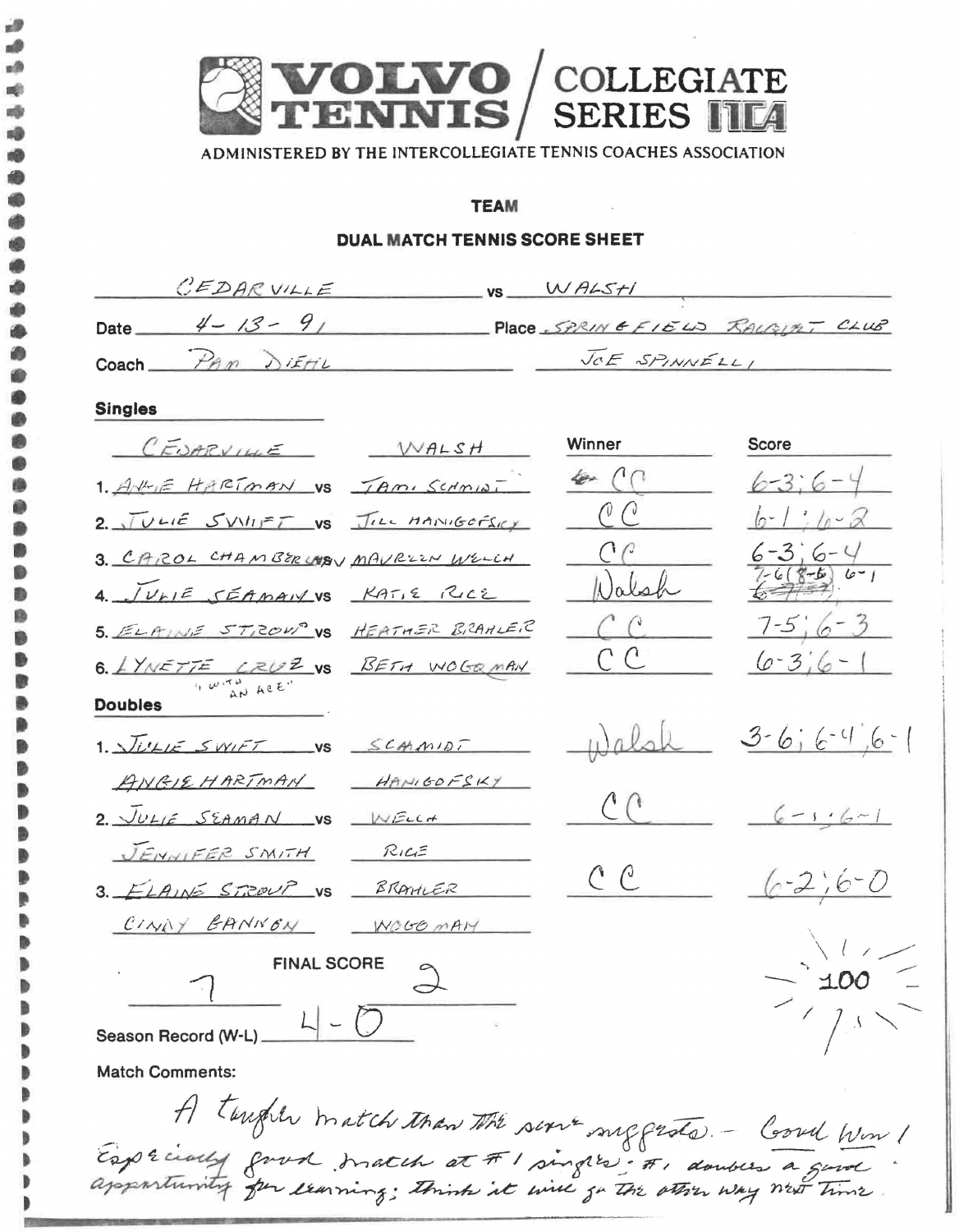# VOLVO TENNIS / COLLEGIATE SERIES ITCA

ADMINISTERED BY THE INTERCOLLEGIATE TENNIS COACHES ASSOCIATION

**TEAM**

**DUAL MATCH TENNIS SCORE SHEET**

CEDARVILLE vs WALSH

Date 4-13-91 Place SPRINGFIELD RACQUET CLUB

Coach PAM DIEHL JOE SPINNELLI

## Singles

| CEDARVILLE | | WALSH | Winner | Score |
|---|---|---|---|---|
| 1. ANGIE HARTMAN | vs | TAMI SCHMIDT | CC | 6-3; 6-4 |
| 2. JULIE SWIFT | vs | JILL HANIGOFSKY | CC | 6-1; 6-2 |
| 3. CAROL CHAMBERLAIN | vs | MAUREEN WELCH | CC | 6-3; 6-4 |
| 4. JULIE SEAMAN | vs | KATIE RICE | Walsh | 7-6 (8-6) 6-1 |
| 5. ELAINE STROUP | vs | HEATHER BRAHLER | CC | 7-5; 6-3 |
| 6. LYNETTE CRUZ "WITH AN ACE" | vs | BETH WOGOMAN | CC | 6-3; 6-1 |

## Doubles

| CEDARVILLE | | WALSH | Winner | Score |
|---|---|---|---|---|
| 1. JULIE SWIFT / ANGIE HARTMAN | vs | SCHMIDT / HANIGOFSKY | Walsh | 3-6; 6-4; 6-1 |
| 2. JULIE SEAMAN / JENNIFER SMITH | vs | WELCH / RICE | CC | 6-1; 6-1 |
| 3. ELAINE STROUP / CINDY BANNON | vs | BRAHLER / WOGOMAN | CC | 6-2; 6-0 |

**FINAL SCORE**

7 2

100

Season Record (W-L) 4-0

Match Comments:

A tougher match than the score suggests. - Good Win! Especially good match at #1 singles. #1 doubles a good opportunity for learning; think it will go the other way next time.